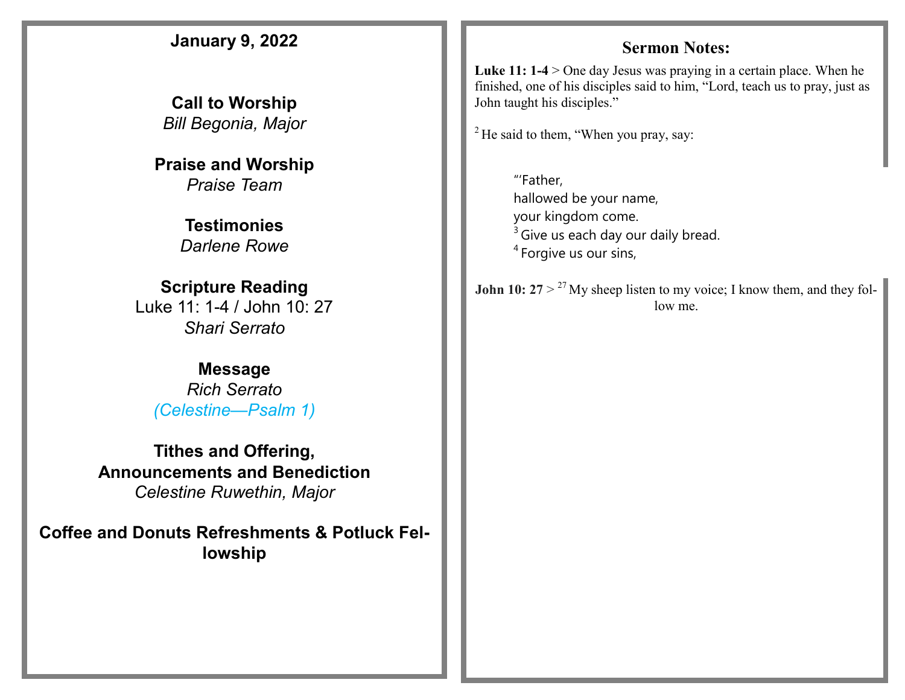**January 9, 2022**

**Call to Worship**
*Bill Begonia, Major*

**Praise and Worship**
*Praise Team*

**Testimonies**
*Darlene Rowe*

**Scripture Reading**
Luke 11: 1-4 / John 10: 27
*Shari Serrato*

**Message**
*Rich Serrato*
*(Celestine—Psalm 1)*

**Tithes and Offering,**
**Announcements and Benediction**
*Celestine Ruwethin, Major*

**Coffee and Donuts Refreshments & Potluck Fellowship**

## Sermon Notes:

**Luke 11: 1-4** > One day Jesus was praying in a certain place. When he finished, one of his disciples said to him, "Lord, teach us to pray, just as John taught his disciples."

[2] He said to them, "When you pray, say:

> "'Father,
> hallowed be your name,
> your kingdom come.
> [3] Give us each day our daily bread.
> [4] Forgive us our sins,

**John 10: 27** > [27] My sheep listen to my voice; I know them, and they follow me.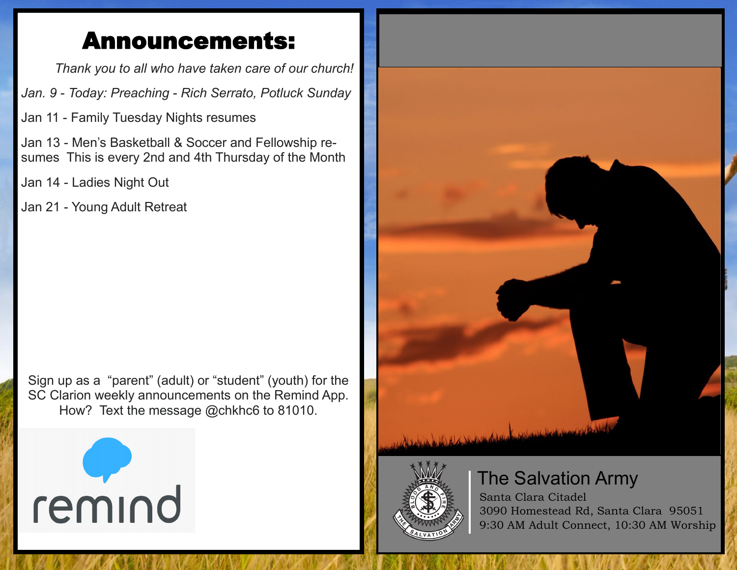# Announcements:

*Thank you to all who have taken care of our church!*

*Jan. 9 - Today: Preaching - Rich Serrato, Potluck Sunday*

Jan 11 - Family Tuesday Nights resumes

Jan 13 - Men's Basketball & Soccer and Fellowship resumes This is every 2nd and 4th Thursday of the Month

Jan 14 - Ladies Night Out

Jan 21 - Young Adult Retreat

Sign up as a "parent" (adult) or "student" (youth) for the SC Clarion weekly announcements on the Remind App. How? Text the message @chkhc6 to 81010.

remind

The Salvation Army

Santa Clara Citadel
3090 Homestead Rd, Santa Clara 95051
9:30 AM Adult Connect, 10:30 AM Worship